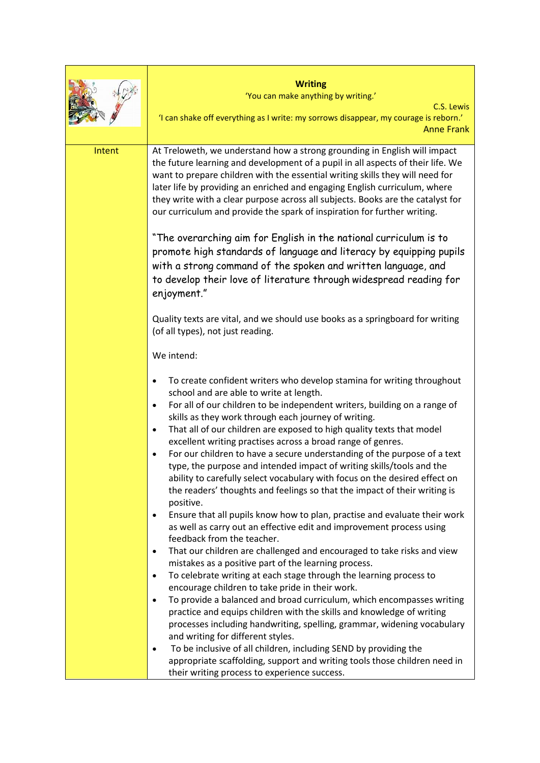| | **Writing**<br>'You can make anything by writing.'<br>C.S. Lewis<br>'I can shake off everything as I write: my sorrows disappear, my courage is reborn.'<br>Anne Frank |
|---|---|
| Intent | At Treloweth, we understand how a strong grounding in English will impact the future learning and development of a pupil in all aspects of their life. We want to prepare children with the essential writing skills they will need for later life by providing an enriched and engaging English curriculum, where they write with a clear purpose across all subjects. Books are the catalyst for our curriculum and provide the spark of inspiration for further writing.<br><br>"The overarching aim for English in the national curriculum is to promote high standards of language and literacy by equipping pupils with a strong command of the spoken and written language, and to develop their love of literature through widespread reading for enjoyment."<br><br>Quality texts are vital, and we should use books as a springboard for writing (of all types), not just reading.<br><br>We intend:<br><br>• To create confident writers who develop stamina for writing throughout school and are able to write at length.<br>• For all of our children to be independent writers, building on a range of skills as they work through each journey of writing.<br>• That all of our children are exposed to high quality texts that model excellent writing practises across a broad range of genres.<br>• For our children to have a secure understanding of the purpose of a text type, the purpose and intended impact of writing skills/tools and the ability to carefully select vocabulary with focus on the desired effect on the readers' thoughts and feelings so that the impact of their writing is positive.<br>• Ensure that all pupils know how to plan, practise and evaluate their work as well as carry out an effective edit and improvement process using feedback from the teacher.<br>• That our children are challenged and encouraged to take risks and view mistakes as a positive part of the learning process.<br>• To celebrate writing at each stage through the learning process to encourage children to take pride in their work.<br>• To provide a balanced and broad curriculum, which encompasses writing practice and equips children with the skills and knowledge of writing processes including handwriting, spelling, grammar, widening vocabulary and writing for different styles.<br>• To be inclusive of all children, including SEND by providing the appropriate scaffolding, support and writing tools those children need in their writing process to experience success. |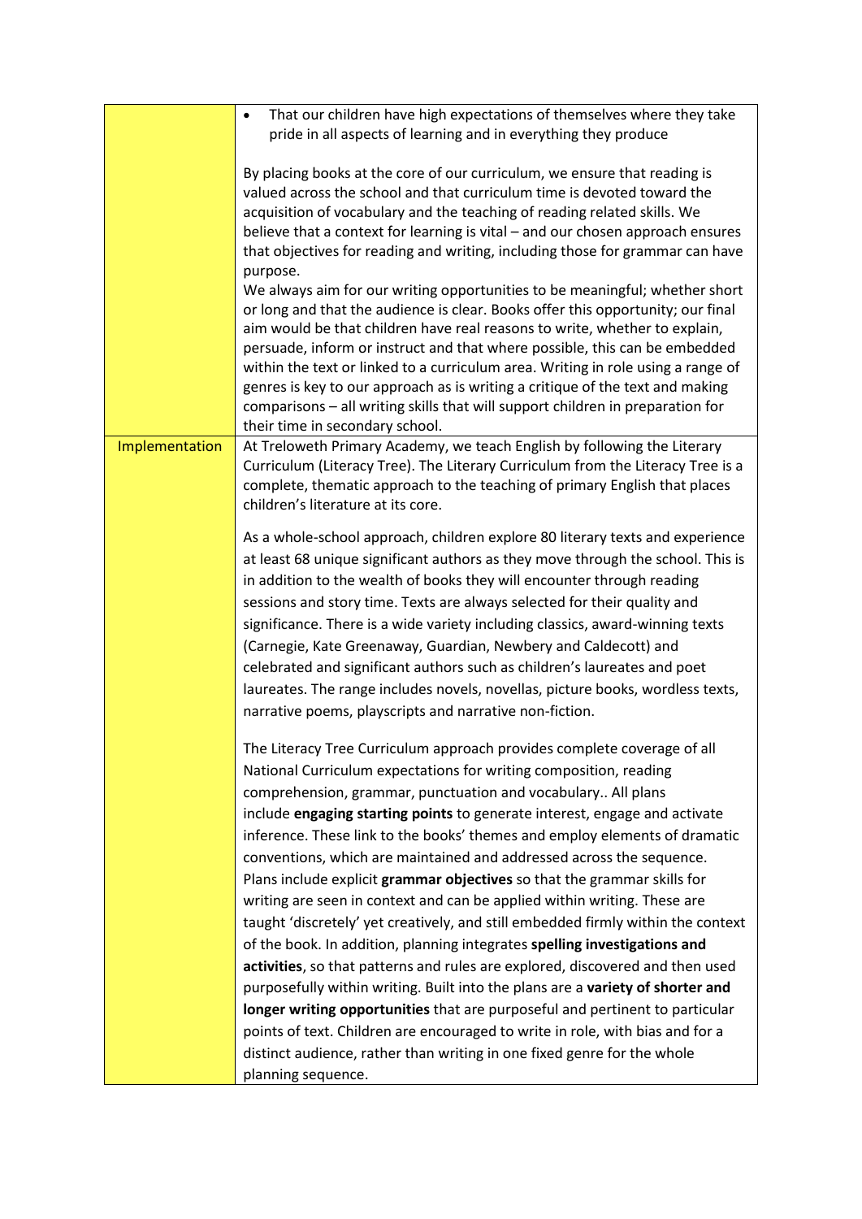| | |
|---|---|
| | • That our children have high expectations of themselves where they take pride in all aspects of learning and in everything they produce<br><br>By placing books at the core of our curriculum, we ensure that reading is valued across the school and that curriculum time is devoted toward the acquisition of vocabulary and the teaching of reading related skills. We believe that a context for learning is vital – and our chosen approach ensures that objectives for reading and writing, including those for grammar can have purpose.<br>We always aim for our writing opportunities to be meaningful; whether short or long and that the audience is clear. Books offer this opportunity; our final aim would be that children have real reasons to write, whether to explain, persuade, inform or instruct and that where possible, this can be embedded within the text or linked to a curriculum area. Writing in role using a range of genres is key to our approach as is writing a critique of the text and making comparisons – all writing skills that will support children in preparation for their time in secondary school. |
| Implementation | At Treloweth Primary Academy, we teach English by following the Literary Curriculum (Literacy Tree). The Literary Curriculum from the Literacy Tree is a complete, thematic approach to the teaching of primary English that places children's literature at its core.<br><br>As a whole-school approach, children explore 80 literary texts and experience at least 68 unique significant authors as they move through the school. This is in addition to the wealth of books they will encounter through reading sessions and story time. Texts are always selected for their quality and significance. There is a wide variety including classics, award-winning texts (Carnegie, Kate Greenaway, Guardian, Newbery and Caldecott) and celebrated and significant authors such as children's laureates and poet laureates. The range includes novels, novellas, picture books, wordless texts, narrative poems, playscripts and narrative non-fiction.<br><br>The Literacy Tree Curriculum approach provides complete coverage of all National Curriculum expectations for writing composition, reading comprehension, grammar, punctuation and vocabulary.. All plans include **engaging starting points** to generate interest, engage and activate inference. These link to the books' themes and employ elements of dramatic conventions, which are maintained and addressed across the sequence. Plans include explicit **grammar objectives** so that the grammar skills for writing are seen in context and can be applied within writing. These are taught 'discretely' yet creatively, and still embedded firmly within the context of the book. In addition, planning integrates **spelling investigations and activities**, so that patterns and rules are explored, discovered and then used purposefully within writing. Built into the plans are a **variety of shorter and longer writing opportunities** that are purposeful and pertinent to particular points of text. Children are encouraged to write in role, with bias and for a distinct audience, rather than writing in one fixed genre for the whole planning sequence. |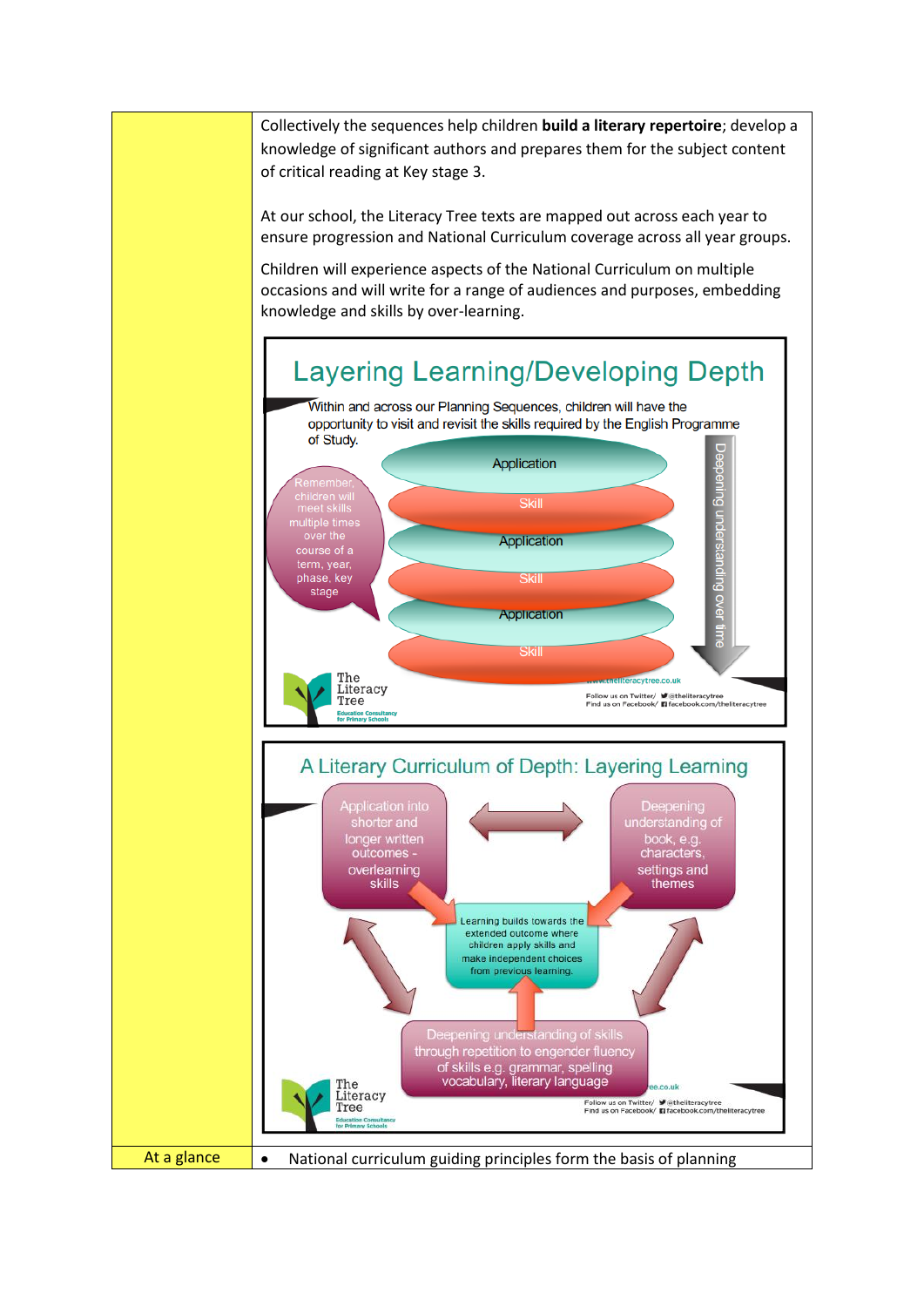| | |
|---|---|
| | Collectively the sequences help children **build a literary repertoire**; develop a knowledge of significant authors and prepares them for the subject content of critical reading at Key stage 3.<br><br>At our school, the Literacy Tree texts are mapped out across each year to ensure progression and National Curriculum coverage across all year groups.<br><br>Children will experience aspects of the National Curriculum on multiple occasions and will write for a range of audiences and purposes, embedding knowledge and skills by over-learning.<br><br>**Layering Learning/Developing Depth**<br><br>Within and across our Planning Sequences, children will have the opportunity to visit and revisit the skills required by the English Programme of Study.<br><br>Remember, children will meet skills multiple times over the course of a term, year, phase, key stage<br><br>Application / Skill / Application / Skill / Application / Skill<br><br>Deepening understanding over time<br><br>**A Literary Curriculum of Depth: Layering Learning**<br><br>Application into shorter and longer written outcomes - overlearning skills<br><br>Deepening understanding of book, e.g. characters, settings and themes<br><br>Learning builds towards the extended outcome where children apply skills and make independent choices from previous learning.<br><br>Deepening understanding of skills through repetition to engender fluency of skills e.g. grammar, spelling vocabulary, literary language |
| At a glance | • National curriculum guiding principles form the basis of planning |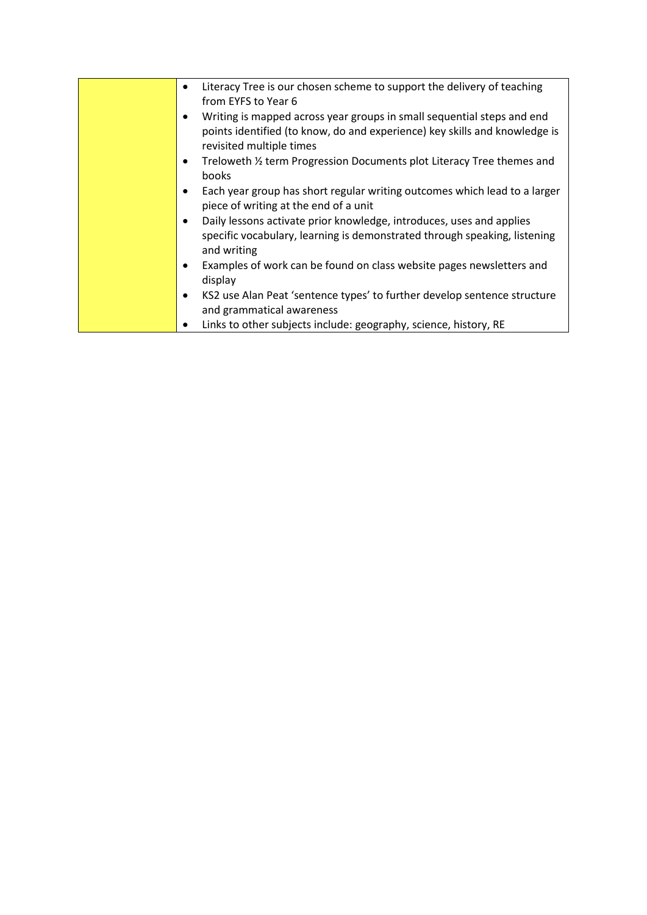| | |
|---|---|
| | • Literacy Tree is our chosen scheme to support the delivery of teaching from EYFS to Year 6<br>• Writing is mapped across year groups in small sequential steps and end points identified (to know, do and experience) key skills and knowledge is revisited multiple times<br>• Treloweth ½ term Progression Documents plot Literacy Tree themes and books<br>• Each year group has short regular writing outcomes which lead to a larger piece of writing at the end of a unit<br>• Daily lessons activate prior knowledge, introduces, uses and applies specific vocabulary, learning is demonstrated through speaking, listening and writing<br>• Examples of work can be found on class website pages newsletters and display<br>• KS2 use Alan Peat 'sentence types' to further develop sentence structure and grammatical awareness<br>• Links to other subjects include: geography, science, history, RE |